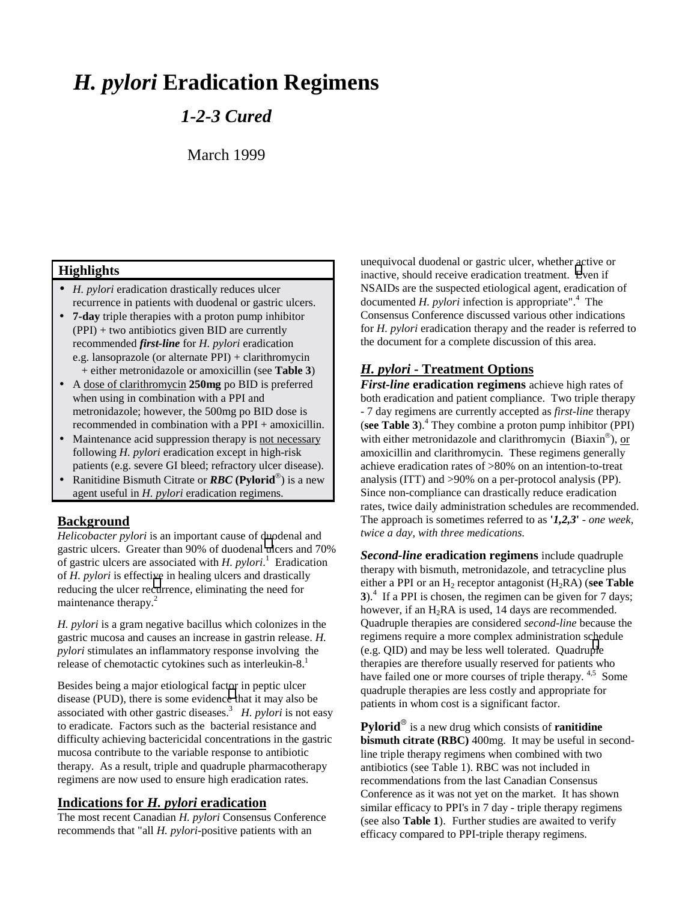# *H. pylori* Eradication Regimens

## *1-2-3 Cured*

March 1999

### Highlights

- *H. pylori* eradication drastically reduces ulcer recurrence in patients with duodenal or gastric ulcers.
- **7-day** triple therapies with a proton pump inhibitor (PPI) + two antibiotics given BID are currently recommended ***first-line*** for *H. pylori* eradication e.g. lansoprazole (or alternate PPI) + clarithromycin + either metronidazole or amoxicillin (see **Table 3**)
- A dose of clarithromycin **250mg** po BID is preferred when using in combination with a PPI and metronidazole; however, the 500mg po BID dose is recommended in combination with a PPI + amoxicillin.
- Maintenance acid suppression therapy is not necessary following *H. pylori* eradication except in high-risk patients (e.g. severe GI bleed; refractory ulcer disease).
- Ranitidine Bismuth Citrate or ***RBC*** **(Pylorid®)** is a new agent useful in *H. pylori* eradication regimens.

## Background

*Helicobacter pylori* is an important cause of duodenal and gastric ulcers. Greater than 90% of duodenal ulcers and 70% of gastric ulcers are associated with *H. pylori*.[1] Eradication of *H. pylori* is effective in healing ulcers and drastically reducing the ulcer recurrence, eliminating the need for maintenance therapy.[2]

*H. pylori* is a gram negative bacillus which colonizes in the gastric mucosa and causes an increase in gastrin release. *H. pylori* stimulates an inflammatory response involving the release of chemotactic cytokines such as interleukin-8.[1]

Besides being a major etiological factor in peptic ulcer disease (PUD), there is some evidence that it may also be associated with other gastric diseases.[3] *H. pylori* is not easy to eradicate. Factors such as the bacterial resistance and difficulty achieving bactericidal concentrations in the gastric mucosa contribute to the variable response to antibiotic therapy. As a result, triple and quadruple pharmacotherapy regimens are now used to ensure high eradication rates.

## Indications for *H. pylori* eradication

The most recent Canadian *H. pylori* Consensus Conference recommends that "all *H. pylori*-positive patients with an unequivocal duodenal or gastric ulcer, whether active or inactive, should receive eradication treatment. Even if NSAIDs are the suspected etiological agent, eradication of documented *H. pylori* infection is appropriate".[4] The Consensus Conference discussed various other indications for *H. pylori* eradication therapy and the reader is referred to the document for a complete discussion of this area.

## *H. pylori* - Treatment Options

***First-line*** **eradication regimens** achieve high rates of both eradication and patient compliance. Two triple therapy - 7 day regimens are currently accepted as *first-line* therapy (**see Table 3**).[4] They combine a proton pump inhibitor (PPI) with either metronidazole and clarithromycin (Biaxin®), or amoxicillin and clarithromycin. These regimens generally achieve eradication rates of >80% on an intention-to-treat analysis (ITT) and >90% on a per-protocol analysis (PP). Since non-compliance can drastically reduce eradication rates, twice daily administration schedules are recommended. The approach is sometimes referred to as **'*1,2,3*'** - *one week, twice a day, with three medications.*

***Second-line*** **eradication regimens** include quadruple therapy with bismuth, metronidazole, and tetracycline plus either a PPI or an $H_2$ receptor antagonist ($H_2$RA) (**see Table 3**).[4] If a PPI is chosen, the regimen can be given for 7 days; however, if an $H_2$RA is used, 14 days are recommended. Quadruple therapies are considered *second-line* because the regimens require a more complex administration schedule (e.g. QID) and may be less well tolerated. Quadruple therapies are therefore usually reserved for patients who have failed one or more courses of triple therapy.[4,5] Some quadruple therapies are less costly and appropriate for patients in whom cost is a significant factor.

**Pylorid®** is a new drug which consists of **ranitidine bismuth citrate (RBC)** 400mg. It may be useful in second-line triple therapy regimens when combined with two antibiotics (see Table 1). RBC was not included in recommendations from the last Canadian Consensus Conference as it was not yet on the market. It has shown similar efficacy to PPI's in 7 day - triple therapy regimens (see also **Table 1**). Further studies are awaited to verify efficacy compared to PPI-triple therapy regimens.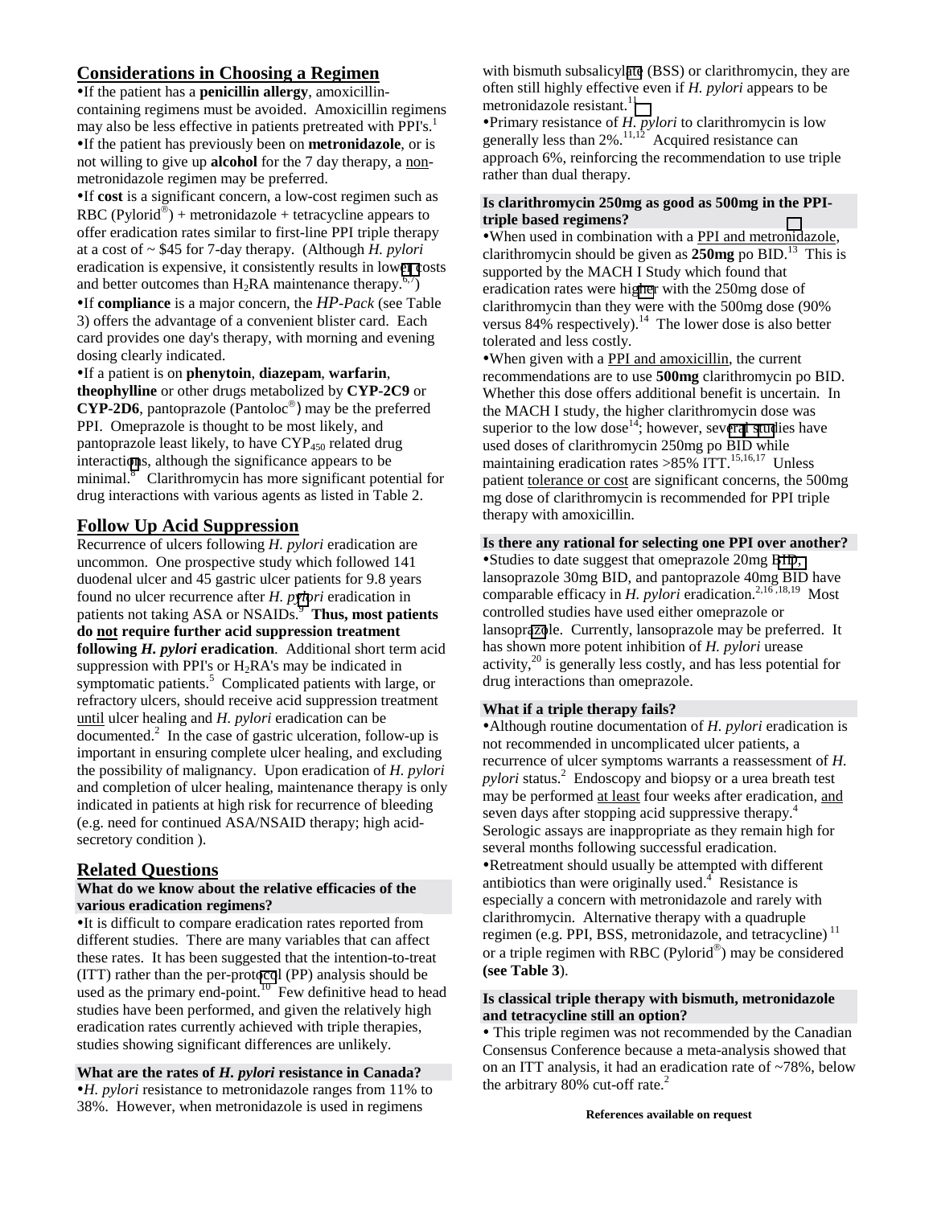## Considerations in Choosing a Regimen

•If the patient has a **penicillin allergy**, amoxicillin-containing regimens must be avoided. Amoxicillin regimens may also be less effective in patients pretreated with PPI's.[1]

•If the patient has previously been on **metronidazole**, or is not willing to give up **alcohol** for the 7 day therapy, a non-metronidazole regimen may be preferred.

•If **cost** is a significant concern, a low-cost regimen such as RBC (Pylorid®) + metronidazole + tetracycline appears to offer eradication rates similar to first-line PPI triple therapy at a cost of ~ $45 for 7-day therapy. (Although *H. pylori* eradication is expensive, it consistently results in lower costs and better outcomes than $H_2$RA maintenance therapy.[6,7])

•If **compliance** is a major concern, the *HP-Pack* (see Table 3) offers the advantage of a convenient blister card. Each card provides one day's therapy, with morning and evening dosing clearly indicated.

•If a patient is on **phenytoin**, **diazepam**, **warfarin**, **theophylline** or other drugs metabolized by **CYP-2C9** or **CYP-2D6**, pantoprazole (Pantoloc®) may be the preferred PPI. Omeprazole is thought to be most likely, and pantoprazole least likely, to have $CYP_{450}$ related drug interactions, although the significance appears to be minimal.[8] Clarithromycin has more significant potential for drug interactions with various agents as listed in Table 2.

## Follow Up Acid Suppression

Recurrence of ulcers following *H. pylori* eradication are uncommon. One prospective study which followed 141 duodenal ulcer and 45 gastric ulcer patients for 9.8 years found no ulcer recurrence after *H. pylori* eradication in patients not taking ASA or NSAIDs.[9] **Thus, most patients do not require further acid suppression treatment following *H. pylori* eradication**. Additional short term acid suppression with PPI's or $H_2$RA's may be indicated in symptomatic patients.[5] Complicated patients with large, or refractory ulcers, should receive acid suppression treatment until ulcer healing and *H. pylori* eradication can be documented.[2] In the case of gastric ulceration, follow-up is important in ensuring complete ulcer healing, and excluding the possibility of malignancy. Upon eradication of *H. pylori* and completion of ulcer healing, maintenance therapy is only indicated in patients at high risk for recurrence of bleeding (e.g. need for continued ASA/NSAID therapy; high acid-secretory condition ).

## Related Questions

### What do we know about the relative efficacies of the various eradication regimens?

•It is difficult to compare eradication rates reported from different studies. There are many variables that can affect these rates. It has been suggested that the intention-to-treat (ITT) rather than the per-protocol (PP) analysis should be used as the primary end-point.[10] Few definitive head to head studies have been performed, and given the relatively high eradication rates currently achieved with triple therapies, studies showing significant differences are unlikely.

### What are the rates of *H. pylori* resistance in Canada?

•*H. pylori* resistance to metronidazole ranges from 11% to 38%. However, when metronidazole is used in regimens with bismuth subsalicylate (BSS) or clarithromycin, they are often still highly effective even if *H. pylori* appears to be metronidazole resistant.[11]

•Primary resistance of *H. pylori* to clarithromycin is low generally less than 2%.[11,12] Acquired resistance can approach 6%, reinforcing the recommendation to use triple rather than dual therapy.

### Is clarithromycin 250mg as good as 500mg in the PPI-triple based regimens?

•When used in combination with a PPI and metronidazole, clarithromycin should be given as **250mg** po BID.[13] This is supported by the MACH I Study which found that eradication rates were higher with the 250mg dose of clarithromycin than they were with the 500mg dose (90% versus 84% respectively).[14] The lower dose is also better tolerated and less costly.

•When given with a PPI and amoxicillin, the current recommendations are to use **500mg** clarithromycin po BID. Whether this dose offers additional benefit is uncertain. In the MACH I study, the higher clarithromycin dose was superior to the low dose[14]; however, several studies have used doses of clarithromycin 250mg po BID while maintaining eradication rates >85% ITT.[15,16,17] Unless patient tolerance or cost are significant concerns, the 500mg mg dose of clarithromycin is recommended for PPI triple therapy with amoxicillin.

### Is there any rational for selecting one PPI over another?

•Studies to date suggest that omeprazole 20mg BID, lansoprazole 30mg BID, and pantoprazole 40mg BID have comparable efficacy in *H. pylori* eradication.[2,16,18,19] Most controlled studies have used either omeprazole or lansoprazole. Currently, lansoprazole may be preferred. It has shown more potent inhibition of *H. pylori* urease activity,[20] is generally less costly, and has less potential for drug interactions than omeprazole.

### What if a triple therapy fails?

•Although routine documentation of *H. pylori* eradication is not recommended in uncomplicated ulcer patients, a recurrence of ulcer symptoms warrants a reassessment of *H. pylori* status.[2] Endoscopy and biopsy or a urea breath test may be performed at least four weeks after eradication, and seven days after stopping acid suppressive therapy.[4] Serologic assays are inappropriate as they remain high for several months following successful eradication.

•Retreatment should usually be attempted with different antibiotics than were originally used.[4] Resistance is especially a concern with metronidazole and rarely with clarithromycin. Alternative therapy with a quadruple regimen (e.g. PPI, BSS, metronidazole, and tetracycline)[11] or a triple regimen with RBC (Pylorid®) may be considered **(see Table 3)**.

### Is classical triple therapy with bismuth, metronidazole and tetracycline still an option?

• This triple regimen was not recommended by the Canadian Consensus Conference because a meta-analysis showed that on an ITT analysis, it had an eradication rate of ~78%, below the arbitrary 80% cut-off rate.[2]

**References available on request**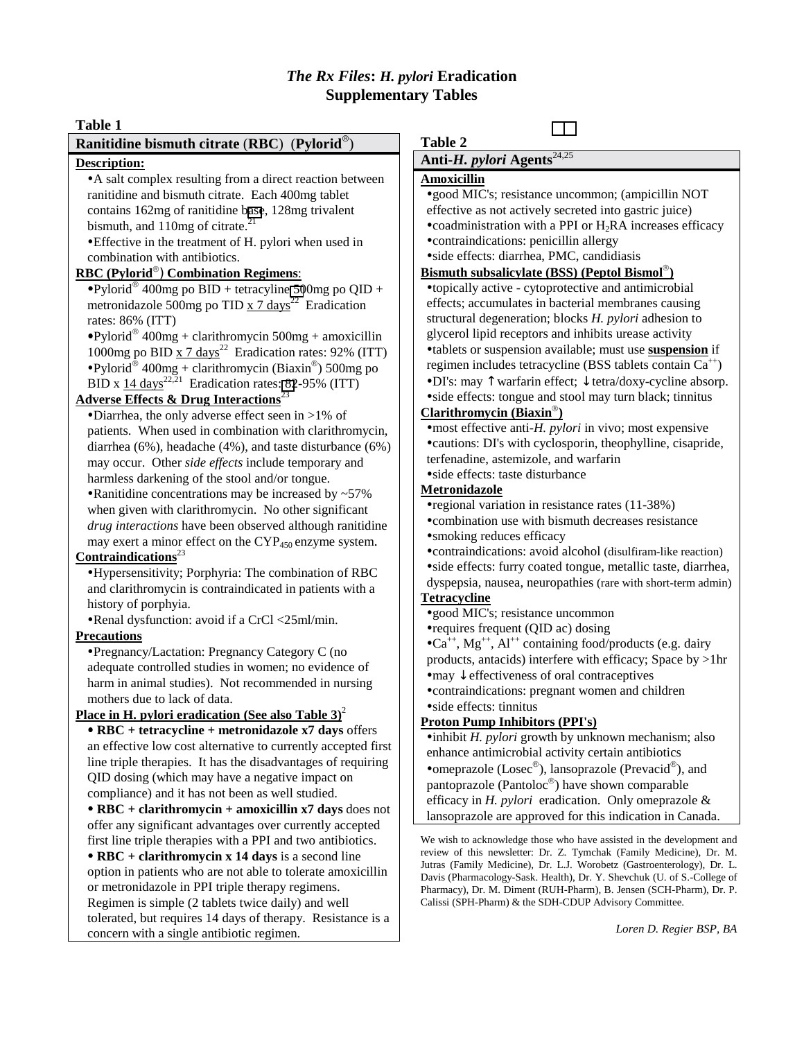# *The Rx Files*: *H. pylori* Eradication
## Supplementary Tables

### Table 1

**Ranitidine bismuth citrate (RBC) (Pylorid®)**

**Description:**

- A salt complex resulting from a direct reaction between ranitidine and bismuth citrate. Each 400mg tablet contains 162mg of ranitidine base, 128mg trivalent bismuth, and 110mg of citrate.[21]
- Effective in the treatment of H. pylori when used in combination with antibiotics.

**RBC (Pylorid®) Combination Regimens**:

- Pylorid® 400mg po BID + tetracyline 500mg po QID + metronidazole 500mg po TID x 7 days[22] Eradication rates: 86% (ITT)
- Pylorid® 400mg + clarithromycin 500mg + amoxicillin 1000mg po BID x 7 days[22] Eradication rates: 92% (ITT)
- Pylorid® 400mg + clarithromycin (Biaxin®) 500mg po BID x 14 days[22,21] Eradication rates: 82-95% (ITT)

**Adverse Effects & Drug Interactions**[23]

- Diarrhea, the only adverse effect seen in >1% of patients. When used in combination with clarithromycin, diarrhea (6%), headache (4%), and taste disturbance (6%) may occur. Other *side effects* include temporary and harmless darkening of the stool and/or tongue.
- Ranitidine concentrations may be increased by ~57% when given with clarithromycin. No other significant *drug interactions* have been observed although ranitidine may exert a minor effect on the $CYP_{450}$ enzyme system.

**Contraindications**[23]

- Hypersensitivity; Porphyria: The combination of RBC and clarithromycin is contraindicated in patients with a history of porphyia.
- Renal dysfunction: avoid if a CrCl <25ml/min.

**Precautions**

- Pregnancy/Lactation: Pregnancy Category C (no adequate controlled studies in women; no evidence of harm in animal studies). Not recommended in nursing mothers due to lack of data.

**Place in H. pylori eradication (See also Table 3)**[2]

- **RBC + tetracycline + metronidazole x7 days** offers an effective low cost alternative to currently accepted first line triple therapies. It has the disadvantages of requiring QID dosing (which may have a negative impact on compliance) and it has not been as well studied.
- **RBC + clarithromycin + amoxicillin x7 days** does not offer any significant advantages over currently accepted first line triple therapies with a PPI and two antibiotics.
- **RBC + clarithromycin x 14 days** is a second line option in patients who are not able to tolerate amoxicillin or metronidazole in PPI triple therapy regimens. Regimen is simple (2 tablets twice daily) and well tolerated, but requires 14 days of therapy. Resistance is a concern with a single antibiotic regimen.

### Table 2

**Anti-*H. pylori* Agents**[24,25]

**Amoxicillin**

- good MIC's; resistance uncommon; (ampicillin NOT effective as not actively secreted into gastric juice)
- coadministration with a PPI or $H_2RA$ increases efficacy
- contraindications: penicillin allergy
- side effects: diarrhea, PMC, candidiasis

**Bismuth subsalicylate (BSS) (Peptol Bismol®)**

- topically active - cytoprotective and antimicrobial effects; accumulates in bacterial membranes causing structural degeneration; blocks *H. pylori* adhesion to glycerol lipid receptors and inhibits urease activity
- tablets or suspension available; must use **suspension** if regimen includes tetracycline (BSS tablets contain $Ca^{++}$)
- DI's: may ↑warfarin effect; ↓tetra/doxy-cycline absorp.
- side effects: tongue and stool may turn black; tinnitus

**Clarithromycin (Biaxin®)**

- most effective anti-*H. pylori* in vivo; most expensive
- cautions: DI's with cyclosporin, theophylline, cisapride, terfenadine, astemizole, and warfarin
- side effects: taste disturbance

**Metronidazole**

- regional variation in resistance rates (11-38%)
- combination use with bismuth decreases resistance
- smoking reduces efficacy
- contraindications: avoid alcohol (disulfiram-like reaction)
- side effects: furry coated tongue, metallic taste, diarrhea, dyspepsia, nausea, neuropathies (rare with short-term admin)

**Tetracycline**

- good MIC's; resistance uncommon
- requires frequent (QID ac) dosing
- $Ca^{++}$, $Mg^{++}$, $Al^{++}$ containing food/products (e.g. dairy products, antacids) interfere with efficacy; Space by >1hr
- may ↓effectiveness of oral contraceptives
- contraindications: pregnant women and children
- side effects: tinnitus

**Proton Pump Inhibitors (PPI's)**

- inhibit *H. pylori* growth by unknown mechanism; also enhance antimicrobial activity certain antibiotics
- omeprazole (Losec®), lansoprazole (Prevacid®), and pantoprazole (Pantoloc®) have shown comparable efficacy in *H. pylori* eradication. Only omeprazole & lansoprazole are approved for this indication in Canada.

We wish to acknowledge those who have assisted in the development and review of this newsletter: Dr. Z. Tymchak (Family Medicine), Dr. M. Jutras (Family Medicine), Dr. L.J. Worobetz (Gastroenterology), Dr. L. Davis (Pharmacology-Sask. Health), Dr. Y. Shevchuk (U. of S.-College of Pharmacy), Dr. M. Diment (RUH-Pharm), B. Jensen (SCH-Pharm), Dr. P. Calissi (SPH-Pharm) & the SDH-CDUP Advisory Committee.

*Loren D. Regier BSP, BA*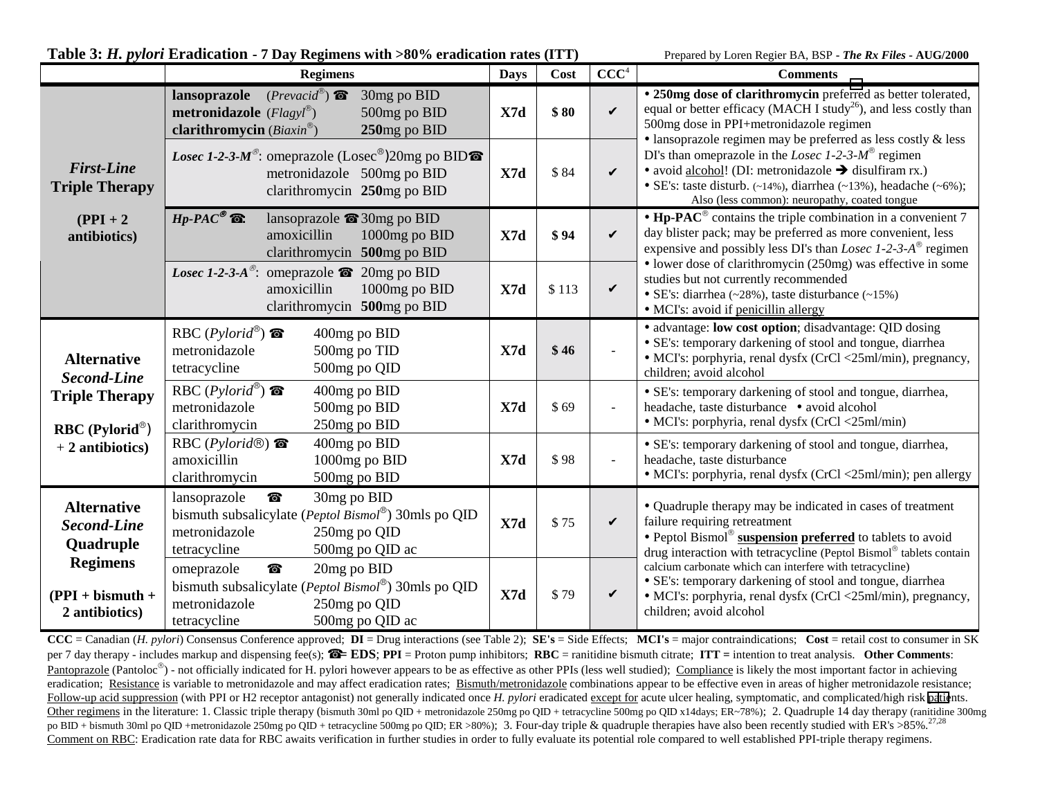**Table 3: *H. pylori* Eradication - 7 Day Regimens with >80% eradication rates (ITT)** Prepared by Loren Regier BA, BSP - ***The Rx Files*** - **AUG/2000**

| | Regimens | Days | Cost | CCC[4] | Comments |
|---|---|---|---|---|---|
| ***First-Line* Triple Therapy** **(PPI + 2 antibiotics)** | **lansoprazole** (*Prevacid®*) ☎ 30mg po BID<br>**metronidazole** (*Flagyl®*) 500mg po BID<br>**clarithromycin** (*Biaxin®*) **250**mg po BID | **X7d** | **$ 80** | ✔ | • **250mg dose of clarithromycin** preferred as better tolerated, equal or better efficacy (MACH I study[26]), and less costly than 500mg dose in PPI+metronidazole regimen<br>• lansoprazole regimen may be preferred as less costly & less DI's than omeprazole in the *Losec 1-2-3-M®* regimen<br>• avoid alcohol! (DI: metronidazole ➔ disulfiram rx.)<br>• SE's: taste disturb. (~14%), diarrhea (~13%), headache (~6%); Also (less common): neuropathy, coated tongue |
| | ***Losec 1-2-3-M®***: omeprazole (Losec®)20mg po BID☎<br>metronidazole 500mg po BID<br>clarithromycin **250**mg po BID | **X7d** | $ 84 | ✔ | |
| | ***Hp-PAC®*** ☎: lansoprazole ☎ 30mg po BID<br>amoxicillin 1000mg po BID<br>clarithromycin **500**mg po BID | **X7d** | **$ 94** | ✔ | • **Hp-PAC®** contains the triple combination in a convenient 7 day blister pack; may be preferred as more convenient, less expensive and possibly less DI's than *Losec 1-2-3-A®* regimen<br>• lower dose of clarithromycin (250mg) was effective in some studies but not currently recommended<br>• SE's: diarrhea (~28%), taste disturbance (~15%)<br>• MCI's: avoid if penicillin allergy |
| | ***Losec 1-2-3-A®***: omeprazole ☎ 20mg po BID<br>amoxicillin 1000mg po BID<br>clarithromycin **500**mg po BID | **X7d** | $ 113 | ✔ | |
| **Alternative *Second-Line* Triple Therapy** **RBC (Pylorid®) + 2 antibiotics)** | RBC (*Pylorid®*) ☎ 400mg po BID<br>metronidazole 500mg po TID<br>tetracycline 500mg po QID | **X7d** | **$ 46** | - | • advantage: **low cost option**; disadvantage: QID dosing<br>• SE's: temporary darkening of stool and tongue, diarrhea<br>• MCI's: porphyria, renal dysfx (CrCl <25ml/min), pregnancy, children; avoid alcohol |
| | RBC (*Pylorid®*) ☎ 400mg po BID<br>metronidazole 500mg po BID<br>clarithromycin 250mg po BID | **X7d** | $ 69 | - | • SE's: temporary darkening of stool and tongue, diarrhea, headache, taste disturbance • avoid alcohol<br>• MCI's: porphyria, renal dysfx (CrCl <25ml/min) |
| | RBC (*Pylorid®*) ☎ 400mg po BID<br>amoxicillin 1000mg po BID<br>clarithromycin 500mg po BID | **X7d** | $ 98 | - | • SE's: temporary darkening of stool and tongue, diarrhea, headache, taste disturbance<br>• MCI's: porphyria, renal dysfx (CrCl <25ml/min); pen allergy |
| **Alternative *Second-Line* Quadruple Regimens** **(PPI + bismuth + 2 antibiotics)** | lansoprazole ☎ 30mg po BID<br>bismuth subsalicylate (*Peptol Bismol®*) 30mls po QID<br>metronidazole 250mg po QID<br>tetracycline 500mg po QID ac | **X7d** | $ 75 | ✔ | • Quadruple therapy may be indicated in cases of treatment failure requiring retreatment<br>• Peptol Bismol® **suspension preferred** to tablets to avoid drug interaction with tetracycline (Peptol Bismol® tablets contain calcium carbonate which can interfere with tetracycline)<br>• SE's: temporary darkening of stool and tongue, diarrhea<br>• MCI's: porphyria, renal dysfx (CrCl <25ml/min), pregnancy, children; avoid alcohol |
| | omeprazole ☎ 20mg po BID<br>bismuth subsalicylate (*Peptol Bismol®*) 30mls po QID<br>metronidazole 250mg po QID<br>tetracycline 500mg po QID ac | **X7d** | $ 79 | ✔ | |

**CCC** = Canadian (*H. pylori*) Consensus Conference approved; **DI** = Drug interactions (see Table 2); **SE's** = Side Effects; **MCI's** = major contraindications; **Cost** = retail cost to consumer in SK per 7 day therapy - includes markup and dispensing fee(s); ☎**= EDS**; **PPI** = Proton pump inhibitors; **RBC** = ranitidine bismuth citrate; **ITT =** intention to treat analysis. **Other Comments**: Pantoprazole (Pantoloc®) - not officially indicated for H. pylori however appears to be as effective as other PPIs (less well studied); Compliance is likely the most important factor in achieving eradication; Resistance is variable to metronidazole and may affect eradication rates; Bismuth/metronidazole combinations appear to be effective even in areas of higher metronidazole resistance; Follow-up acid suppression (with PPI or H2 receptor antagonist) not generally indicated once *H. pylori* eradicated except for acute ulcer healing, symptomatic, and complicated/high risk patients. Other regimens in the literature: 1. Classic triple therapy (bismuth 30ml po QID + metronidazole 250mg po QID + tetracycline 500mg po QID x14days; ER~78%); 2. Quadruple 14 day therapy (ranitidine 300mg po BID + bismuth 30ml po QID +metronidazole 250mg po QID + tetracycline 500mg po QID; ER >80%); 3. Four-day triple & quadruple therapies have also been recently studied with ER's >85%.[27,28]
Comment on RBC: Eradication rate data for RBC awaits verification in further studies in order to fully evaluate its potential role compared to well established PPI-triple therapy regimens.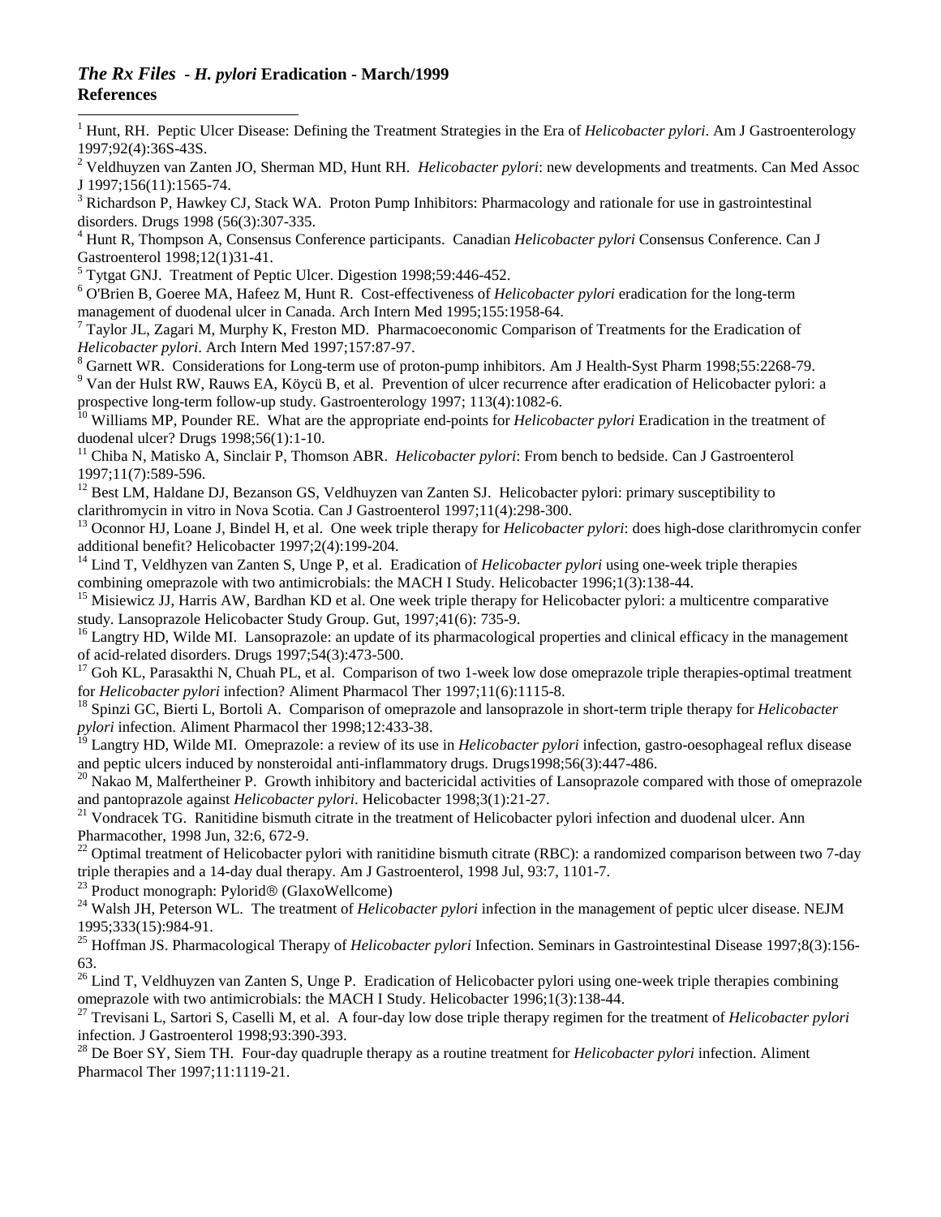## *The Rx Files* - *H. pylori* Eradication - March/1999

### References

[1] Hunt, RH. Peptic Ulcer Disease: Defining the Treatment Strategies in the Era of *Helicobacter pylori*. Am J Gastroenterology 1997;92(4):36S-43S.

[2] Veldhuyzen van Zanten JO, Sherman MD, Hunt RH. *Helicobacter pylori*: new developments and treatments. Can Med Assoc J 1997;156(11):1565-74.

[3] Richardson P, Hawkey CJ, Stack WA. Proton Pump Inhibitors: Pharmacology and rationale for use in gastrointestinal disorders. Drugs 1998 (56(3):307-335.

[4] Hunt R, Thompson A, Consensus Conference participants. Canadian *Helicobacter pylori* Consensus Conference. Can J Gastroenterol 1998;12(1)31-41.

[5] Tytgat GNJ. Treatment of Peptic Ulcer. Digestion 1998;59:446-452.

[6] O'Brien B, Goeree MA, Hafeez M, Hunt R. Cost-effectiveness of *Helicobacter pylori* eradication for the long-term management of duodenal ulcer in Canada. Arch Intern Med 1995;155:1958-64.

[7] Taylor JL, Zagari M, Murphy K, Freston MD. Pharmacoeconomic Comparison of Treatments for the Eradication of *Helicobacter pylori*. Arch Intern Med 1997;157:87-97.

[8] Garnett WR. Considerations for Long-term use of proton-pump inhibitors. Am J Health-Syst Pharm 1998;55:2268-79.

[9] Van der Hulst RW, Rauws EA, Köycü B, et al. Prevention of ulcer recurrence after eradication of Helicobacter pylori: a prospective long-term follow-up study. Gastroenterology 1997; 113(4):1082-6.

[10] Williams MP, Pounder RE. What are the appropriate end-points for *Helicobacter pylori* Eradication in the treatment of duodenal ulcer? Drugs 1998;56(1):1-10.

[11] Chiba N, Matisko A, Sinclair P, Thomson ABR. *Helicobacter pylori*: From bench to bedside. Can J Gastroenterol 1997;11(7):589-596.

[12] Best LM, Haldane DJ, Bezanson GS, Veldhuyzen van Zanten SJ. Helicobacter pylori: primary susceptibility to clarithromycin in vitro in Nova Scotia. Can J Gastroenterol 1997;11(4):298-300.

[13] Oconnor HJ, Loane J, Bindel H, et al. One week triple therapy for *Helicobacter pylori*: does high-dose clarithromycin confer additional benefit? Helicobacter 1997;2(4):199-204.

[14] Lind T, Veldhyzen van Zanten S, Unge P, et al. Eradication of *Helicobacter pylori* using one-week triple therapies combining omeprazole with two antimicrobials: the MACH I Study. Helicobacter 1996;1(3):138-44.

[15] Misiewicz JJ, Harris AW, Bardhan KD et al. One week triple therapy for Helicobacter pylori: a multicentre comparative study. Lansoprazole Helicobacter Study Group. Gut, 1997;41(6): 735-9.

[16] Langtry HD, Wilde MI. Lansoprazole: an update of its pharmacological properties and clinical efficacy in the management of acid-related disorders. Drugs 1997;54(3):473-500.

[17] Goh KL, Parasakthi N, Chuah PL, et al. Comparison of two 1-week low dose omeprazole triple therapies-optimal treatment for *Helicobacter pylori* infection? Aliment Pharmacol Ther 1997;11(6):1115-8.

[18] Spinzi GC, Bierti L, Bortoli A. Comparison of omeprazole and lansoprazole in short-term triple therapy for *Helicobacter pylori* infection. Aliment Pharmacol ther 1998;12:433-38.

[19] Langtry HD, Wilde MI. Omeprazole: a review of its use in *Helicobacter pylori* infection, gastro-oesophageal reflux disease and peptic ulcers induced by nonsteroidal anti-inflammatory drugs. Drugs1998;56(3):447-486.

[20] Nakao M, Malfertheiner P. Growth inhibitory and bactericidal activities of Lansoprazole compared with those of omeprazole and pantoprazole against *Helicobacter pylori*. Helicobacter 1998;3(1):21-27.

[21] Vondracek TG. Ranitidine bismuth citrate in the treatment of Helicobacter pylori infection and duodenal ulcer. Ann Pharmacother, 1998 Jun, 32:6, 672-9.

[22] Optimal treatment of Helicobacter pylori with ranitidine bismuth citrate (RBC): a randomized comparison between two 7-day triple therapies and a 14-day dual therapy. Am J Gastroenterol, 1998 Jul, 93:7, 1101-7.

[23] Product monograph: Pylorid® (GlaxoWellcome)

[24] Walsh JH, Peterson WL. The treatment of *Helicobacter pylori* infection in the management of peptic ulcer disease. NEJM 1995;333(15):984-91.

[25] Hoffman JS. Pharmacological Therapy of *Helicobacter pylori* Infection. Seminars in Gastrointestinal Disease 1997;8(3):156-63.

[26] Lind T, Veldhuyzen van Zanten S, Unge P. Eradication of Helicobacter pylori using one-week triple therapies combining omeprazole with two antimicrobials: the MACH I Study. Helicobacter 1996;1(3):138-44.

[27] Trevisani L, Sartori S, Caselli M, et al. A four-day low dose triple therapy regimen for the treatment of *Helicobacter pylori* infection. J Gastroenterol 1998;93:390-393.

[28] De Boer SY, Siem TH. Four-day quadruple therapy as a routine treatment for *Helicobacter pylori* infection. Aliment Pharmacol Ther 1997;11:1119-21.